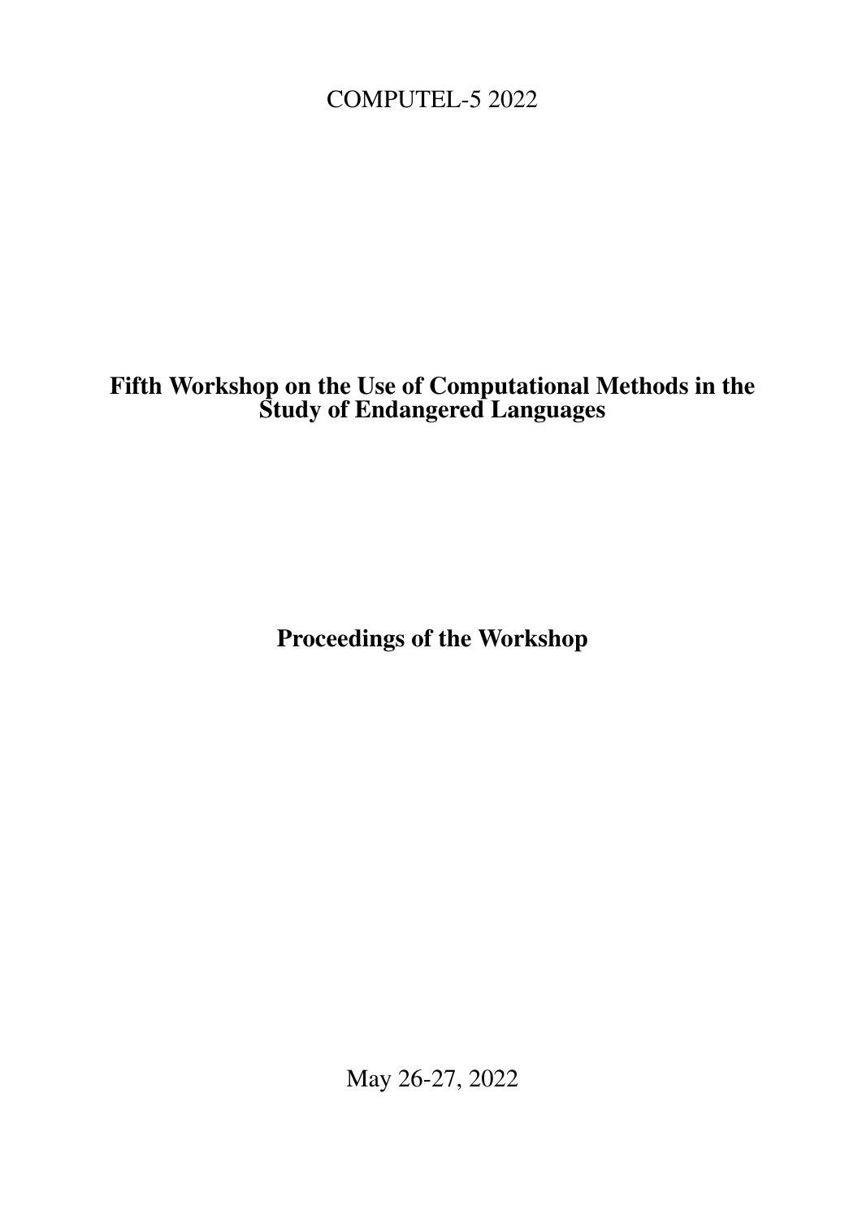COMPUTEL-5 2022

# Fifth Workshop on the Use of Computational Methods in the Study of Endangered Languages

## Proceedings of the Workshop

May 26-27, 2022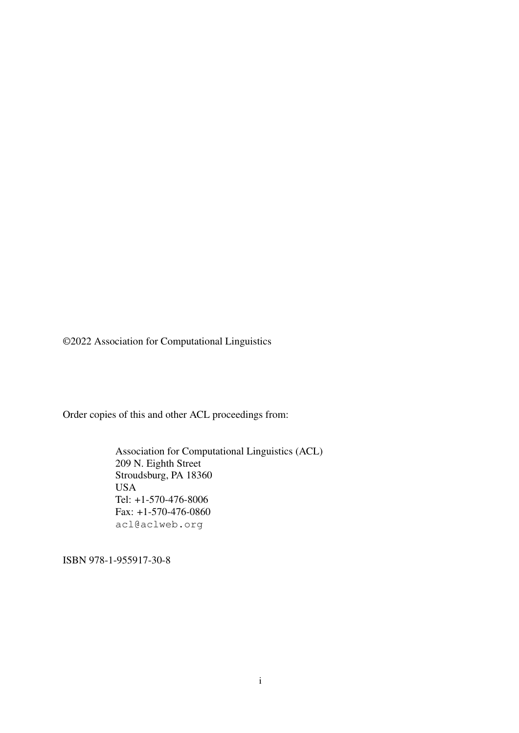©2022 Association for Computational Linguistics

Order copies of this and other ACL proceedings from:

Association for Computational Linguistics (ACL)
209 N. Eighth Street
Stroudsburg, PA 18360
USA
Tel: +1-570-476-8006
Fax: +1-570-476-0860
acl@aclweb.org

ISBN 978-1-955917-30-8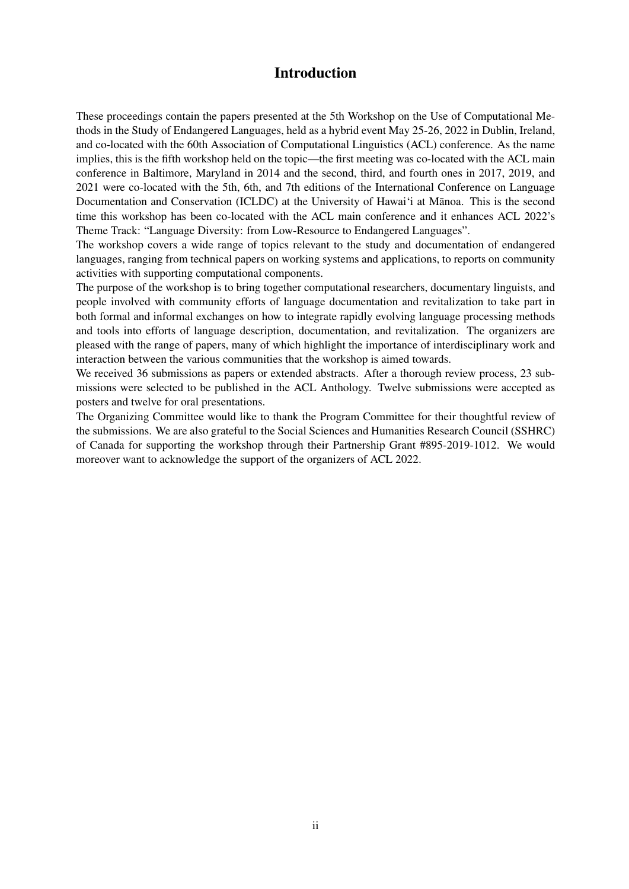# Introduction

These proceedings contain the papers presented at the 5th Workshop on the Use of Computational Methods in the Study of Endangered Languages, held as a hybrid event May 25-26, 2022 in Dublin, Ireland, and co-located with the 60th Association of Computational Linguistics (ACL) conference. As the name implies, this is the fifth workshop held on the topic—the first meeting was co-located with the ACL main conference in Baltimore, Maryland in 2014 and the second, third, and fourth ones in 2017, 2019, and 2021 were co-located with the 5th, 6th, and 7th editions of the International Conference on Language Documentation and Conservation (ICLDC) at the University of Hawai'i at Mānoa. This is the second time this workshop has been co-located with the ACL main conference and it enhances ACL 2022's Theme Track: "Language Diversity: from Low-Resource to Endangered Languages".

The workshop covers a wide range of topics relevant to the study and documentation of endangered languages, ranging from technical papers on working systems and applications, to reports on community activities with supporting computational components.

The purpose of the workshop is to bring together computational researchers, documentary linguists, and people involved with community efforts of language documentation and revitalization to take part in both formal and informal exchanges on how to integrate rapidly evolving language processing methods and tools into efforts of language description, documentation, and revitalization. The organizers are pleased with the range of papers, many of which highlight the importance of interdisciplinary work and interaction between the various communities that the workshop is aimed towards.

We received 36 submissions as papers or extended abstracts. After a thorough review process, 23 submissions were selected to be published in the ACL Anthology. Twelve submissions were accepted as posters and twelve for oral presentations.

The Organizing Committee would like to thank the Program Committee for their thoughtful review of the submissions. We are also grateful to the Social Sciences and Humanities Research Council (SSHRC) of Canada for supporting the workshop through their Partnership Grant #895-2019-1012. We would moreover want to acknowledge the support of the organizers of ACL 2022.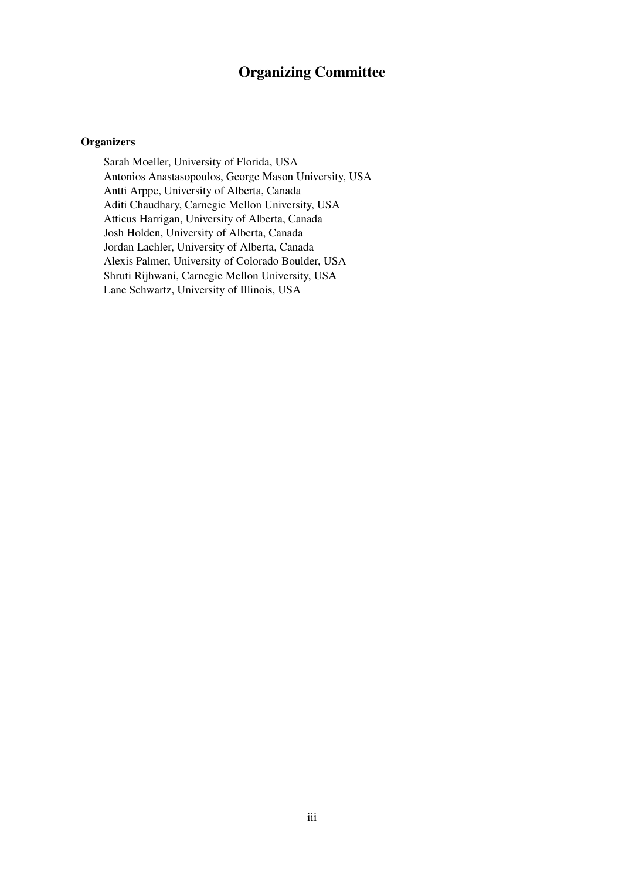# Organizing Committee

**Organizers**

Sarah Moeller, University of Florida, USA
Antonios Anastasopoulos, George Mason University, USA
Antti Arppe, University of Alberta, Canada
Aditi Chaudhary, Carnegie Mellon University, USA
Atticus Harrigan, University of Alberta, Canada
Josh Holden, University of Alberta, Canada
Jordan Lachler, University of Alberta, Canada
Alexis Palmer, University of Colorado Boulder, USA
Shruti Rijhwani, Carnegie Mellon University, USA
Lane Schwartz, University of Illinois, USA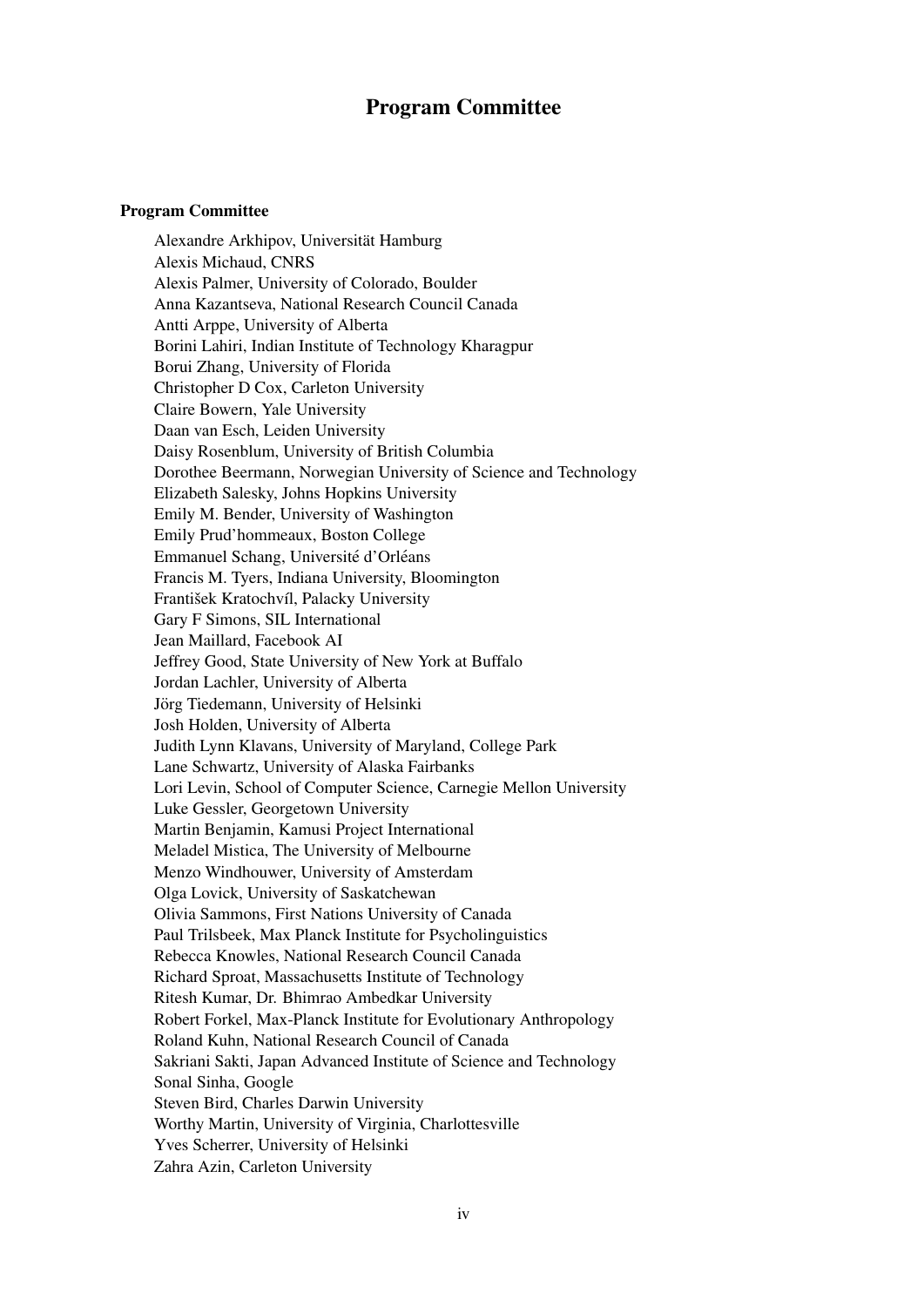# Program Committee

### Program Committee

Alexandre Arkhipov, Universität Hamburg
Alexis Michaud, CNRS
Alexis Palmer, University of Colorado, Boulder
Anna Kazantseva, National Research Council Canada
Antti Arppe, University of Alberta
Borini Lahiri, Indian Institute of Technology Kharagpur
Borui Zhang, University of Florida
Christopher D Cox, Carleton University
Claire Bowern, Yale University
Daan van Esch, Leiden University
Daisy Rosenblum, University of British Columbia
Dorothee Beermann, Norwegian University of Science and Technology
Elizabeth Salesky, Johns Hopkins University
Emily M. Bender, University of Washington
Emily Prud'hommeaux, Boston College
Emmanuel Schang, Université d'Orléans
Francis M. Tyers, Indiana University, Bloomington
František Kratochvíl, Palacky University
Gary F Simons, SIL International
Jean Maillard, Facebook AI
Jeffrey Good, State University of New York at Buffalo
Jordan Lachler, University of Alberta
Jörg Tiedemann, University of Helsinki
Josh Holden, University of Alberta
Judith Lynn Klavans, University of Maryland, College Park
Lane Schwartz, University of Alaska Fairbanks
Lori Levin, School of Computer Science, Carnegie Mellon University
Luke Gessler, Georgetown University
Martin Benjamin, Kamusi Project International
Meladel Mistica, The University of Melbourne
Menzo Windhouwer, University of Amsterdam
Olga Lovick, University of Saskatchewan
Olivia Sammons, First Nations University of Canada
Paul Trilsbeek, Max Planck Institute for Psycholinguistics
Rebecca Knowles, National Research Council Canada
Richard Sproat, Massachusetts Institute of Technology
Ritesh Kumar, Dr. Bhimrao Ambedkar University
Robert Forkel, Max-Planck Institute for Evolutionary Anthropology
Roland Kuhn, National Research Council of Canada
Sakriani Sakti, Japan Advanced Institute of Science and Technology
Sonal Sinha, Google
Steven Bird, Charles Darwin University
Worthy Martin, University of Virginia, Charlottesville
Yves Scherrer, University of Helsinki
Zahra Azin, Carleton University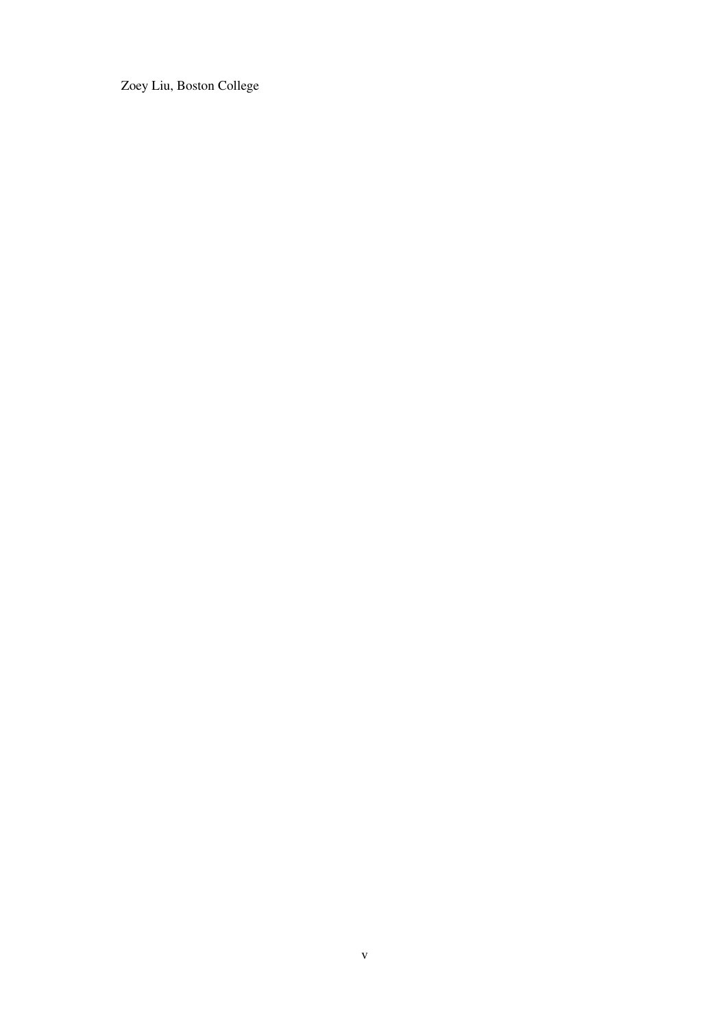Zoey Liu, Boston College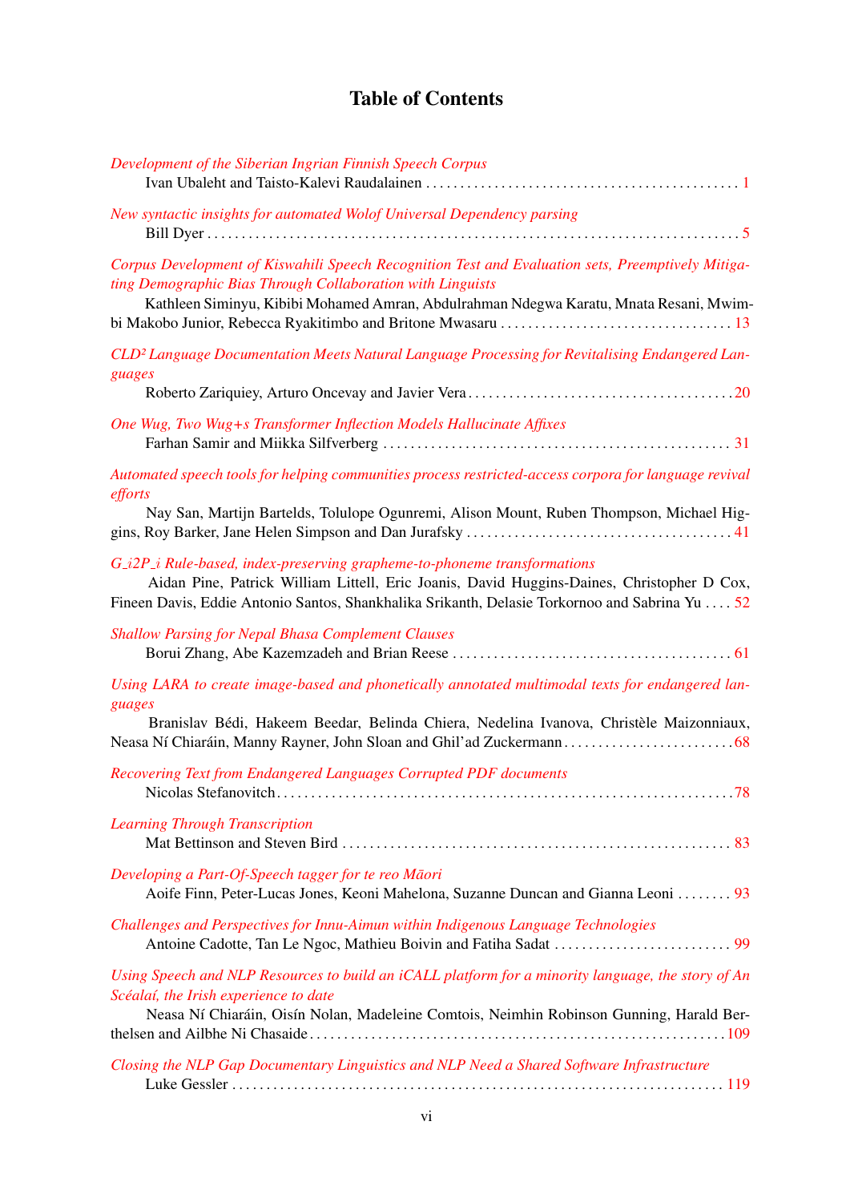# Table of Contents

*Development of the Siberian Ingrian Finnish Speech Corpus*
Ivan Ubaleht and Taisto-Kalevi Raudalainen . . . . . 1

*New syntactic insights for automated Wolof Universal Dependency parsing*
Bill Dyer . . . . . 5

*Corpus Development of Kiswahili Speech Recognition Test and Evaluation sets, Preemptively Mitigating Demographic Bias Through Collaboration with Linguists*
Kathleen Siminyu, Kibibi Mohamed Amran, Abdulrahman Ndegwa Karatu, Mnata Resani, Mwimbi Makobo Junior, Rebecca Ryakitimbo and Britone Mwasaru . . . . . 13

*CLD² Language Documentation Meets Natural Language Processing for Revitalising Endangered Languages*
Roberto Zariquiey, Arturo Oncevay and Javier Vera . . . . . 20

*One Wug, Two Wug+s Transformer Inflection Models Hallucinate Affixes*
Farhan Samir and Miikka Silfverberg . . . . . 31

*Automated speech tools for helping communities process restricted-access corpora for language revival efforts*
Nay San, Martijn Bartelds, Tolulope Ogunremi, Alison Mount, Ruben Thompson, Michael Higgins, Roy Barker, Jane Helen Simpson and Dan Jurafsky . . . . . 41

*G_i2P_i Rule-based, index-preserving grapheme-to-phoneme transformations*
Aidan Pine, Patrick William Littell, Eric Joanis, David Huggins-Daines, Christopher D Cox, Fineen Davis, Eddie Antonio Santos, Shankhalika Srikanth, Delasie Torkornoo and Sabrina Yu . . . . 52

*Shallow Parsing for Nepal Bhasa Complement Clauses*
Borui Zhang, Abe Kazemzadeh and Brian Reese . . . . . 61

*Using LARA to create image-based and phonetically annotated multimodal texts for endangered languages*
Branislav Bédi, Hakeem Beedar, Belinda Chiera, Nedelina Ivanova, Christèle Maizonniaux, Neasa Ní Chiaráin, Manny Rayner, John Sloan and Ghil'ad Zuckermann . . . . . 68

*Recovering Text from Endangered Languages Corrupted PDF documents*
Nicolas Stefanovitch . . . . . 78

*Learning Through Transcription*
Mat Bettinson and Steven Bird . . . . . 83

*Developing a Part-Of-Speech tagger for te reo Māori*
Aoife Finn, Peter-Lucas Jones, Keoni Mahelona, Suzanne Duncan and Gianna Leoni . . . . . 93

*Challenges and Perspectives for Innu-Aimun within Indigenous Language Technologies*
Antoine Cadotte, Tan Le Ngoc, Mathieu Boivin and Fatiha Sadat . . . . . 99

*Using Speech and NLP Resources to build an iCALL platform for a minority language, the story of An Scéalaí, the Irish experience to date*
Neasa Ní Chiaráin, Oisín Nolan, Madeleine Comtois, Neimhin Robinson Gunning, Harald Berthelsen and Ailbhe Ni Chasaide . . . . . 109

*Closing the NLP Gap Documentary Linguistics and NLP Need a Shared Software Infrastructure*
Luke Gessler . . . . . 119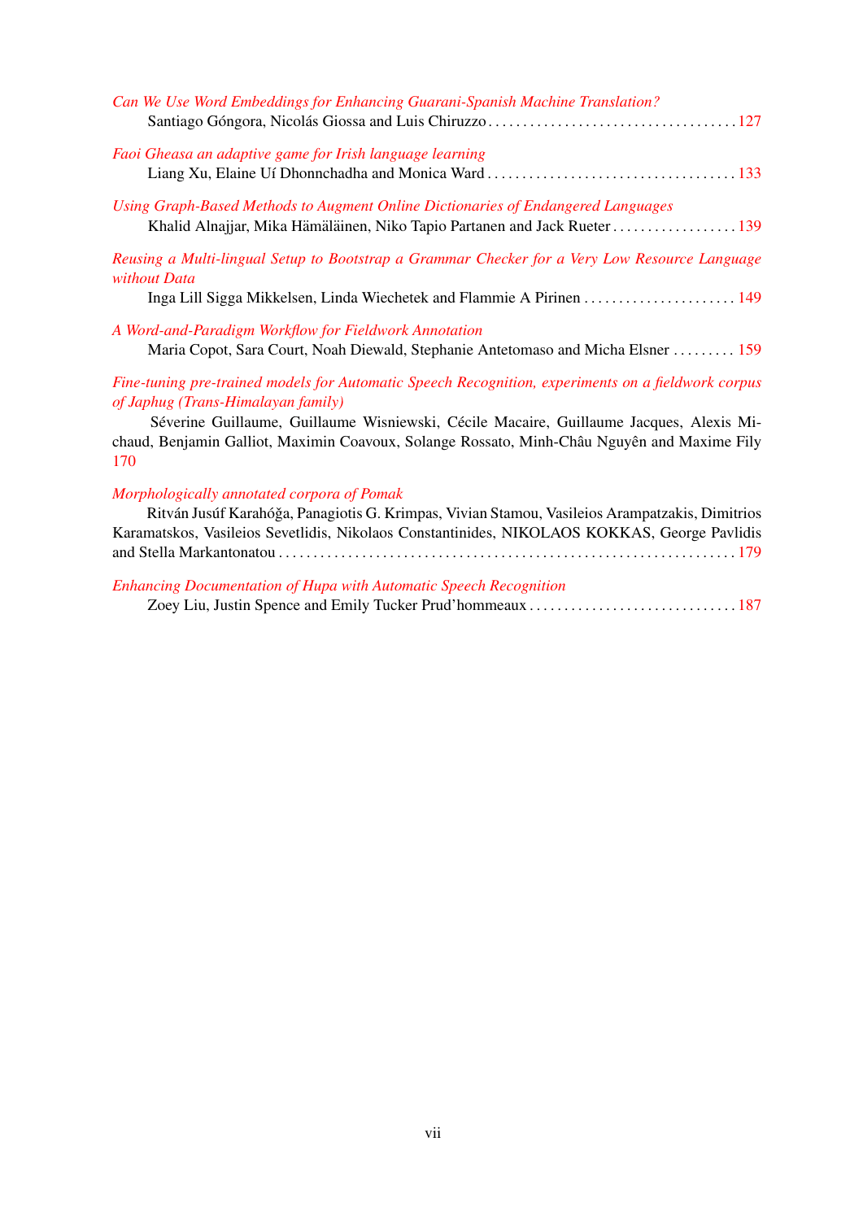*Can We Use Word Embeddings for Enhancing Guarani-Spanish Machine Translation?*
Santiago Góngora, Nicolás Giossa and Luis Chiruzzo . . . . . . . . . . . . . . . . . . . . . . . . . . . . . . . . . . . . 127

*Faoi Gheasa an adaptive game for Irish language learning*
Liang Xu, Elaine Uí Dhonnchadha and Monica Ward . . . . . . . . . . . . . . . . . . . . . . . . . . . . . . . . . . . . 133

*Using Graph-Based Methods to Augment Online Dictionaries of Endangered Languages*
Khalid Alnajjar, Mika Hämäläinen, Niko Tapio Partanen and Jack Rueter . . . . . . . . . . . . . . . . . . 139

*Reusing a Multi-lingual Setup to Bootstrap a Grammar Checker for a Very Low Resource Language without Data*
Inga Lill Sigga Mikkelsen, Linda Wiechetek and Flammie A Pirinen . . . . . . . . . . . . . . . . . . . . . . 149

*A Word-and-Paradigm Workflow for Fieldwork Annotation*
Maria Copot, Sara Court, Noah Diewald, Stephanie Antetomaso and Micha Elsner . . . . . . . . . 159

*Fine-tuning pre-trained models for Automatic Speech Recognition, experiments on a fieldwork corpus of Japhug (Trans-Himalayan family)*
Séverine Guillaume, Guillaume Wisniewski, Cécile Macaire, Guillaume Jacques, Alexis Michaud, Benjamin Galliot, Maximin Coavoux, Solange Rossato, Minh-Châu Nguyên and Maxime Fily 170

*Morphologically annotated corpora of Pomak*
Ritván Jusúf Karahóǧa, Panagiotis G. Krimpas, Vivian Stamou, Vasileios Arampatzakis, Dimitrios Karamatskos, Vasileios Sevetlidis, Nikolaos Constantinides, NIKOLAOS KOKKAS, George Pavlidis and Stella Markantonatou . . . . . . . . . . . . . . . . . . . . . . . . . . . . . . . . . . . . . . . . . . . . . . . . . . . . . . . . . . . . . . . . 179

*Enhancing Documentation of Hupa with Automatic Speech Recognition*
Zoey Liu, Justin Spence and Emily Tucker Prud'hommeaux . . . . . . . . . . . . . . . . . . . . . . . . . . . . . . 187